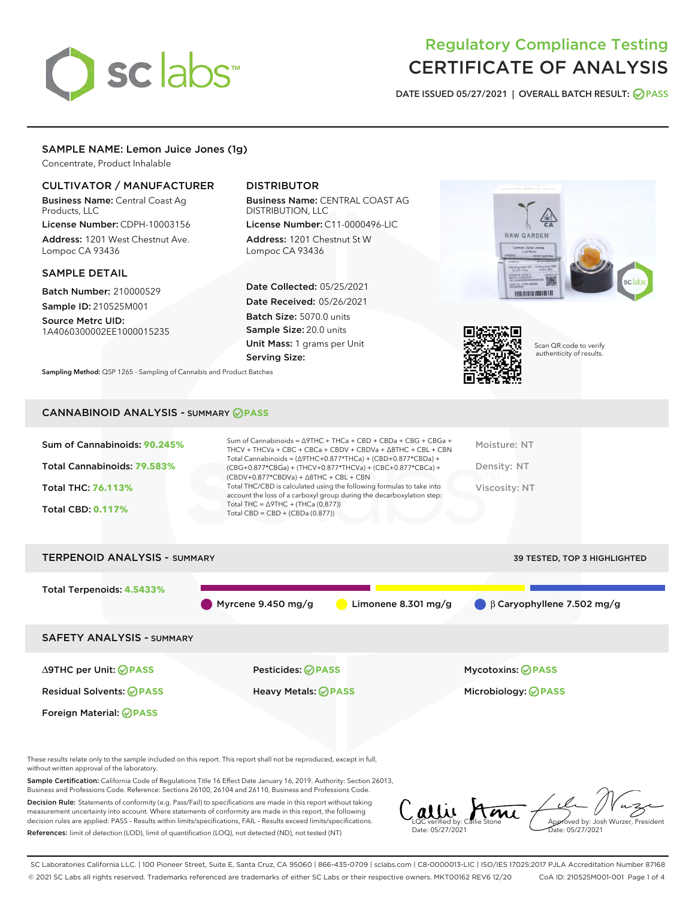# Regulatory Compliance Testing
# CERTIFICATE OF ANALYSIS

DATE ISSUED 05/27/2021 | OVERALL BATCH RESULT: PASS

## SAMPLE NAME: Lemon Juice Jones (1g)

Concentrate, Product Inhalable

### CULTIVATOR / MANUFACTURER

**Business Name:** Central Coast Ag Products, LLC
**License Number:** CDPH-10003156
**Address:** 1201 West Chestnut Ave. Lompoc CA 93436

### DISTRIBUTOR

**Business Name:** CENTRAL COAST AG DISTRIBUTION, LLC
**License Number:** C11-0000496-LIC
**Address:** 1201 Chestnut St W Lompoc CA 93436

### SAMPLE DETAIL

**Batch Number:** 210000529
**Sample ID:** 210525M001
**Source Metrc UID:** 1A4060300002EE1000015235

**Date Collected:** 05/25/2021
**Date Received:** 05/26/2021
**Batch Size:** 5070.0 units
**Sample Size:** 20.0 units
**Unit Mass:** 1 grams per Unit
**Serving Size:**

Scan QR code to verify authenticity of results.

**Sampling Method:** QSP 1265 - Sampling of Cannabis and Product Batches

## CANNABINOID ANALYSIS - SUMMARY PASS

**Sum of Cannabinoids:** 90.245%
**Total Cannabinoids:** 79.583%
**Total THC:** 76.113%
**Total CBD:** 0.117%

Sum of Cannabinoids = Δ9THC + THCa + CBD + CBDa + CBG + CBGa + THCV + THCVa + CBC + CBCa + CBDV + CBDVa + Δ8THC + CBL + CBN
Total Cannabinoids = (Δ9THC+0.877*THCa) + (CBD+0.877*CBDa) + (CBG+0.877*CBGa) + (THCV+0.877*THCVa) + (CBC+0.877*CBCa) + (CBDV+0.877*CBDVa) + Δ8THC + CBL + CBN
Total THC/CBD is calculated using the following formulas to take into account the loss of a carboxyl group during the decarboxylation step:
Total THC = Δ9THC + (THCa (0.877))
Total CBD = CBD + (CBDa (0.877))

Moisture: NT
Density: NT
Viscosity: NT

## TERPENOID ANALYSIS - SUMMARY

39 TESTED, TOP 3 HIGHLIGHTED

**Total Terpenoids:** 4.5433%

Myrcene 9.450 mg/g | Limonene 8.301 mg/g | β Caryophyllene 7.502 mg/g

## SAFETY ANALYSIS - SUMMARY

| | | |
|---|---|---|
| Δ9THC per Unit: PASS | Pesticides: PASS | Mycotoxins: PASS |
| Residual Solvents: PASS | Heavy Metals: PASS | Microbiology: PASS |
| Foreign Material: PASS | | |

These results relate only to the sample included on this report. This report shall not be reproduced, except in full, without written approval of the laboratory.

**Sample Certification:** California Code of Regulations Title 16 Effect Date January 16, 2019. Authority: Section 26013, Business and Professions Code. Reference: Sections 26100, 26104 and 26110, Business and Professions Code.

**Decision Rule:** Statements of conformity (e.g. Pass/Fail) to specifications are made in this report without taking measurement uncertainty into account. Where statements of conformity are made in this report, the following decision rules are applied: PASS – Results within limits/specifications, FAIL – Results exceed limits/specifications.

**References:** limit of detection (LOD), limit of quantification (LOQ), not detected (ND), not tested (NT)

LQC verified by: Callie Stone
Date: 05/27/2021

Approved by: Josh Wurzer, President
Date: 05/27/2021

SC Laboratories California LLC. | 100 Pioneer Street, Suite E, Santa Cruz, CA 95060 | 866-435-0709 | sclabs.com | C8-0000013-LIC | ISO/IES 17025:2017 PJLA Accreditation Number 87168
© 2021 SC Labs all rights reserved. Trademarks referenced are trademarks of either SC Labs or their respective owners. MKT00162 REV6 12/20 CoA ID: 210525M001-001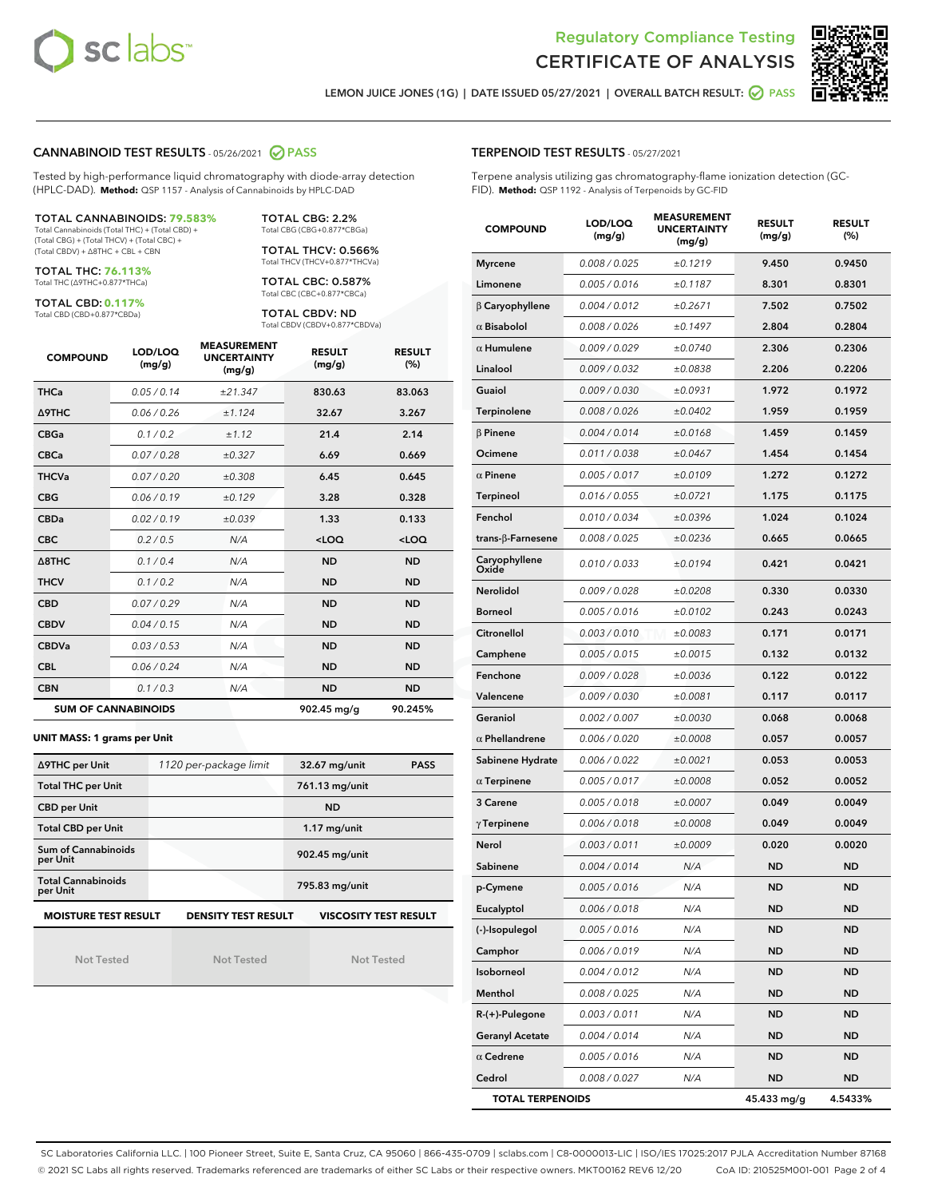# Regulatory Compliance Testing
# CERTIFICATE OF ANALYSIS

LEMON JUICE JONES (1G) | DATE ISSUED 05/27/2021 | OVERALL BATCH RESULT: PASS

## CANNABINOID TEST RESULTS - 05/26/2021 PASS

Tested by high-performance liquid chromatography with diode-array detection (HPLC-DAD). **Method:** QSP 1157 - Analysis of Cannabinoids by HPLC-DAD

**TOTAL CANNABINOIDS: 79.583%**
Total Cannabinoids (Total THC) + (Total CBD) + (Total CBG) + (Total THCV) + (Total CBC) + (Total CBDV) + Δ8THC + CBL + CBN

**TOTAL THC: 76.113%**
Total THC (Δ9THC+0.877*THCa)

**TOTAL CBD: 0.117%**
Total CBD (CBD+0.877*CBDa)

**TOTAL CBG: 2.2%**
Total CBG (CBG+0.877*CBGa)

**TOTAL THCV: 0.566%**
Total THCV (THCV+0.877*THCVa)

**TOTAL CBC: 0.587%**
Total CBC (CBC+0.877*CBCa)

**TOTAL CBDV: ND**
Total CBDV (CBDV+0.877*CBDVa)

| COMPOUND | LOD/LOQ (mg/g) | MEASUREMENT UNCERTAINTY (mg/g) | RESULT (mg/g) | RESULT (%) |
|---|---|---|---|---|
| THCa | 0.05 / 0.14 | ±21.347 | 830.63 | 83.063 |
| Δ9THC | 0.06 / 0.26 | ±1.124 | 32.67 | 3.267 |
| CBGa | 0.1 / 0.2 | ±1.12 | 21.4 | 2.14 |
| CBCa | 0.07 / 0.28 | ±0.327 | 6.69 | 0.669 |
| THCVa | 0.07 / 0.20 | ±0.308 | 6.45 | 0.645 |
| CBG | 0.06 / 0.19 | ±0.129 | 3.28 | 0.328 |
| CBDa | 0.02 / 0.19 | ±0.039 | 1.33 | 0.133 |
| CBC | 0.2 / 0.5 | N/A | <LOQ | <LOQ |
| Δ8THC | 0.1 / 0.4 | N/A | ND | ND |
| THCV | 0.1 / 0.2 | N/A | ND | ND |
| CBD | 0.07 / 0.29 | N/A | ND | ND |
| CBDV | 0.04 / 0.15 | N/A | ND | ND |
| CBDVa | 0.03 / 0.53 | N/A | ND | ND |
| CBL | 0.06 / 0.24 | N/A | ND | ND |
| CBN | 0.1 / 0.3 | N/A | ND | ND |
| **SUM OF CANNABINOIDS** | | | **902.45 mg/g** | **90.245%** |

**UNIT MASS: 1 grams per Unit**

| | | | |
|---|---|---|---|
| Δ9THC per Unit | 1120 per-package limit | 32.67 mg/unit | PASS |
| Total THC per Unit | | 761.13 mg/unit | |
| CBD per Unit | | ND | |
| Total CBD per Unit | | 1.17 mg/unit | |
| Sum of Cannabinoids per Unit | | 902.45 mg/unit | |
| Total Cannabinoids per Unit | | 795.83 mg/unit | |

| MOISTURE TEST RESULT | DENSITY TEST RESULT | VISCOSITY TEST RESULT |
|---|---|---|
| Not Tested | Not Tested | Not Tested |

## TERPENOID TEST RESULTS - 05/27/2021

Terpene analysis utilizing gas chromatography-flame ionization detection (GC-FID). **Method:** QSP 1192 - Analysis of Terpenoids by GC-FID

| COMPOUND | LOD/LOQ (mg/g) | MEASUREMENT UNCERTAINTY (mg/g) | RESULT (mg/g) | RESULT (%) |
|---|---|---|---|---|
| Myrcene | 0.008 / 0.025 | ±0.1219 | 9.450 | 0.9450 |
| Limonene | 0.005 / 0.016 | ±0.1187 | 8.301 | 0.8301 |
| β Caryophyllene | 0.004 / 0.012 | ±0.2671 | 7.502 | 0.7502 |
| α Bisabolol | 0.008 / 0.026 | ±0.1497 | 2.804 | 0.2804 |
| α Humulene | 0.009 / 0.029 | ±0.0740 | 2.306 | 0.2306 |
| Linalool | 0.009 / 0.032 | ±0.0838 | 2.206 | 0.2206 |
| Guaiol | 0.009 / 0.030 | ±0.0931 | 1.972 | 0.1972 |
| Terpinolene | 0.008 / 0.026 | ±0.0402 | 1.959 | 0.1959 |
| β Pinene | 0.004 / 0.014 | ±0.0168 | 1.459 | 0.1459 |
| Ocimene | 0.011 / 0.038 | ±0.0467 | 1.454 | 0.1454 |
| α Pinene | 0.005 / 0.017 | ±0.0109 | 1.272 | 0.1272 |
| Terpineol | 0.016 / 0.055 | ±0.0721 | 1.175 | 0.1175 |
| Fenchol | 0.010 / 0.034 | ±0.0396 | 1.024 | 0.1024 |
| trans-β-Farnesene | 0.008 / 0.025 | ±0.0236 | 0.665 | 0.0665 |
| Caryophyllene Oxide | 0.010 / 0.033 | ±0.0194 | 0.421 | 0.0421 |
| Nerolidol | 0.009 / 0.028 | ±0.0208 | 0.330 | 0.0330 |
| Borneol | 0.005 / 0.016 | ±0.0102 | 0.243 | 0.0243 |
| Citronellol | 0.003 / 0.010 | ±0.0083 | 0.171 | 0.0171 |
| Camphene | 0.005 / 0.015 | ±0.0015 | 0.132 | 0.0132 |
| Fenchone | 0.009 / 0.028 | ±0.0036 | 0.122 | 0.0122 |
| Valencene | 0.009 / 0.030 | ±0.0081 | 0.117 | 0.0117 |
| Geraniol | 0.002 / 0.007 | ±0.0030 | 0.068 | 0.0068 |
| α Phellandrene | 0.006 / 0.020 | ±0.0008 | 0.057 | 0.0057 |
| Sabinene Hydrate | 0.006 / 0.022 | ±0.0021 | 0.053 | 0.0053 |
| α Terpinene | 0.005 / 0.017 | ±0.0008 | 0.052 | 0.0052 |
| 3 Carene | 0.005 / 0.018 | ±0.0007 | 0.049 | 0.0049 |
| γ Terpinene | 0.006 / 0.018 | ±0.0008 | 0.049 | 0.0049 |
| Nerol | 0.003 / 0.011 | ±0.0009 | 0.020 | 0.0020 |
| Sabinene | 0.004 / 0.014 | N/A | ND | ND |
| p-Cymene | 0.005 / 0.016 | N/A | ND | ND |
| Eucalyptol | 0.006 / 0.018 | N/A | ND | ND |
| (-)-Isopulegol | 0.005 / 0.016 | N/A | ND | ND |
| Camphor | 0.006 / 0.019 | N/A | ND | ND |
| Isoborneol | 0.004 / 0.012 | N/A | ND | ND |
| Menthol | 0.008 / 0.025 | N/A | ND | ND |
| R-(+)-Pulegone | 0.003 / 0.011 | N/A | ND | ND |
| Geranyl Acetate | 0.004 / 0.014 | N/A | ND | ND |
| α Cedrene | 0.005 / 0.016 | N/A | ND | ND |
| Cedrol | 0.008 / 0.027 | N/A | ND | ND |
| **TOTAL TERPENOIDS** | | | **45.433 mg/g** | **4.5433%** |

SC Laboratories California LLC. | 100 Pioneer Street, Suite E, Santa Cruz, CA 95060 | 866-435-0709 | sclabs.com | C8-0000013-LIC | ISO/IES 17025:2017 PJLA Accreditation Number 87168
© 2021 SC Labs all rights reserved. Trademarks referenced are trademarks of either SC Labs or their respective owners. MKT00162 REV6 12/20 CoA ID: 210525M001-001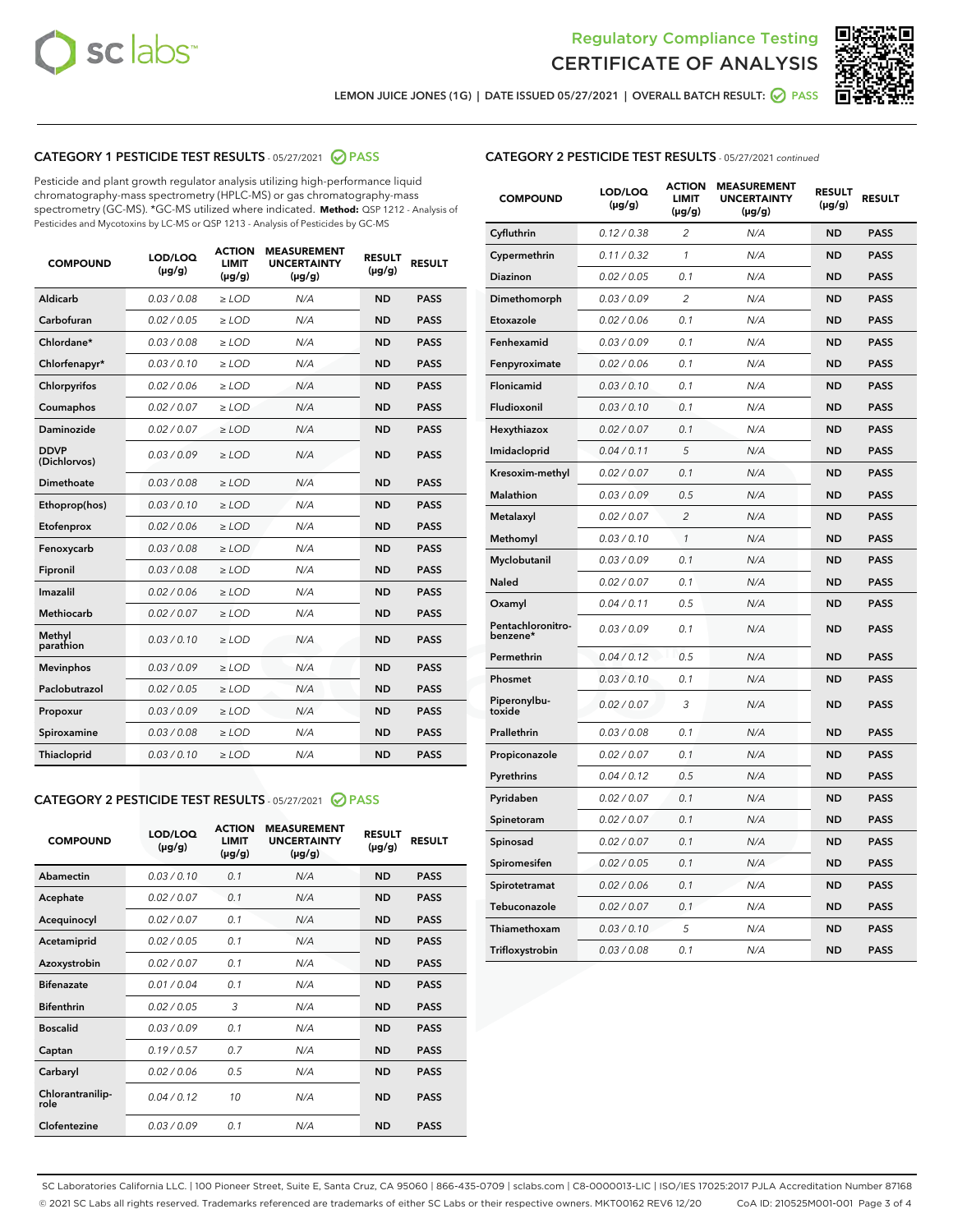Regulatory Compliance Testing

# CERTIFICATE OF ANALYSIS

LEMON JUICE JONES (1G) | DATE ISSUED 05/27/2021 | OVERALL BATCH RESULT: PASS

## CATEGORY 1 PESTICIDE TEST RESULTS - 05/27/2021 PASS

Pesticide and plant growth regulator analysis utilizing high-performance liquid chromatography-mass spectrometry (HPLC-MS) or gas chromatography-mass spectrometry (GC-MS). *GC-MS utilized where indicated. **Method:** QSP 1212 - Analysis of Pesticides and Mycotoxins by LC-MS or QSP 1213 - Analysis of Pesticides by GC-MS

| COMPOUND | LOD/LOQ (µg/g) | ACTION LIMIT (µg/g) | MEASUREMENT UNCERTAINTY (µg/g) | RESULT (µg/g) | RESULT |
|---|---|---|---|---|---|
| Aldicarb | 0.03 / 0.08 | ≥ LOD | N/A | ND | PASS |
| Carbofuran | 0.02 / 0.05 | ≥ LOD | N/A | ND | PASS |
| Chlordane* | 0.03 / 0.08 | ≥ LOD | N/A | ND | PASS |
| Chlorfenapyr* | 0.03 / 0.10 | ≥ LOD | N/A | ND | PASS |
| Chlorpyrifos | 0.02 / 0.06 | ≥ LOD | N/A | ND | PASS |
| Coumaphos | 0.02 / 0.07 | ≥ LOD | N/A | ND | PASS |
| Daminozide | 0.02 / 0.07 | ≥ LOD | N/A | ND | PASS |
| DDVP (Dichlorvos) | 0.03 / 0.09 | ≥ LOD | N/A | ND | PASS |
| Dimethoate | 0.03 / 0.08 | ≥ LOD | N/A | ND | PASS |
| Ethoprop(hos) | 0.03 / 0.10 | ≥ LOD | N/A | ND | PASS |
| Etofenprox | 0.02 / 0.06 | ≥ LOD | N/A | ND | PASS |
| Fenoxycarb | 0.03 / 0.08 | ≥ LOD | N/A | ND | PASS |
| Fipronil | 0.03 / 0.08 | ≥ LOD | N/A | ND | PASS |
| Imazalil | 0.02 / 0.06 | ≥ LOD | N/A | ND | PASS |
| Methiocarb | 0.02 / 0.07 | ≥ LOD | N/A | ND | PASS |
| Methyl parathion | 0.03 / 0.10 | ≥ LOD | N/A | ND | PASS |
| Mevinphos | 0.03 / 0.09 | ≥ LOD | N/A | ND | PASS |
| Paclobutrazol | 0.02 / 0.05 | ≥ LOD | N/A | ND | PASS |
| Propoxur | 0.03 / 0.09 | ≥ LOD | N/A | ND | PASS |
| Spiroxamine | 0.03 / 0.08 | ≥ LOD | N/A | ND | PASS |
| Thiacloprid | 0.03 / 0.10 | ≥ LOD | N/A | ND | PASS |

## CATEGORY 2 PESTICIDE TEST RESULTS - 05/27/2021 PASS

| COMPOUND | LOD/LOQ (µg/g) | ACTION LIMIT (µg/g) | MEASUREMENT UNCERTAINTY (µg/g) | RESULT (µg/g) | RESULT |
|---|---|---|---|---|---|
| Abamectin | 0.03 / 0.10 | 0.1 | N/A | ND | PASS |
| Acephate | 0.02 / 0.07 | 0.1 | N/A | ND | PASS |
| Acequinocyl | 0.02 / 0.07 | 0.1 | N/A | ND | PASS |
| Acetamiprid | 0.02 / 0.05 | 0.1 | N/A | ND | PASS |
| Azoxystrobin | 0.02 / 0.07 | 0.1 | N/A | ND | PASS |
| Bifenazate | 0.01 / 0.04 | 0.1 | N/A | ND | PASS |
| Bifenthrin | 0.02 / 0.05 | 3 | N/A | ND | PASS |
| Boscalid | 0.03 / 0.09 | 0.1 | N/A | ND | PASS |
| Captan | 0.19 / 0.57 | 0.7 | N/A | ND | PASS |
| Carbaryl | 0.02 / 0.06 | 0.5 | N/A | ND | PASS |
| Chlorantraniliprole | 0.04 / 0.12 | 10 | N/A | ND | PASS |
| Clofentezine | 0.03 / 0.09 | 0.1 | N/A | ND | PASS |
| Cyfluthrin | 0.12 / 0.38 | 2 | N/A | ND | PASS |
| Cypermethrin | 0.11 / 0.32 | 1 | N/A | ND | PASS |
| Diazinon | 0.02 / 0.05 | 0.1 | N/A | ND | PASS |
| Dimethomorph | 0.03 / 0.09 | 2 | N/A | ND | PASS |
| Etoxazole | 0.02 / 0.06 | 0.1 | N/A | ND | PASS |
| Fenhexamid | 0.03 / 0.09 | 0.1 | N/A | ND | PASS |
| Fenpyroximate | 0.02 / 0.06 | 0.1 | N/A | ND | PASS |
| Flonicamid | 0.03 / 0.10 | 0.1 | N/A | ND | PASS |
| Fludioxonil | 0.03 / 0.10 | 0.1 | N/A | ND | PASS |
| Hexythiazox | 0.02 / 0.07 | 0.1 | N/A | ND | PASS |
| Imidacloprid | 0.04 / 0.11 | 5 | N/A | ND | PASS |
| Kresoxim-methyl | 0.02 / 0.07 | 0.1 | N/A | ND | PASS |
| Malathion | 0.03 / 0.09 | 0.5 | N/A | ND | PASS |
| Metalaxyl | 0.02 / 0.07 | 2 | N/A | ND | PASS |
| Methomyl | 0.03 / 0.10 | 1 | N/A | ND | PASS |
| Myclobutanil | 0.03 / 0.09 | 0.1 | N/A | ND | PASS |
| Naled | 0.02 / 0.07 | 0.1 | N/A | ND | PASS |
| Oxamyl | 0.04 / 0.11 | 0.5 | N/A | ND | PASS |
| Pentachloronitrobenzene* | 0.03 / 0.09 | 0.1 | N/A | ND | PASS |
| Permethrin | 0.04 / 0.12 | 0.5 | N/A | ND | PASS |
| Phosmet | 0.03 / 0.10 | 0.1 | N/A | ND | PASS |
| Piperonylbutoxide | 0.02 / 0.07 | 3 | N/A | ND | PASS |
| Prallethrin | 0.03 / 0.08 | 0.1 | N/A | ND | PASS |
| Propiconazole | 0.02 / 0.07 | 0.1 | N/A | ND | PASS |
| Pyrethrins | 0.04 / 0.12 | 0.5 | N/A | ND | PASS |
| Pyridaben | 0.02 / 0.07 | 0.1 | N/A | ND | PASS |
| Spinetoram | 0.02 / 0.07 | 0.1 | N/A | ND | PASS |
| Spinosad | 0.02 / 0.07 | 0.1 | N/A | ND | PASS |
| Spiromesifen | 0.02 / 0.05 | 0.1 | N/A | ND | PASS |
| Spirotetramat | 0.02 / 0.06 | 0.1 | N/A | ND | PASS |
| Tebuconazole | 0.02 / 0.07 | 0.1 | N/A | ND | PASS |
| Thiamethoxam | 0.03 / 0.10 | 5 | N/A | ND | PASS |
| Trifloxystrobin | 0.03 / 0.08 | 0.1 | N/A | ND | PASS |

SC Laboratories California LLC. | 100 Pioneer Street, Suite E, Santa Cruz, CA 95060 | 866-435-0709 | sclabs.com | C8-0000013-LIC | ISO/IES 17025:2017 PJLA Accreditation Number 87168
© 2021 SC Labs all rights reserved. Trademarks referenced are trademarks of either SC Labs or their respective owners. MKT00162 REV6 12/20 CoA ID: 210525M001-001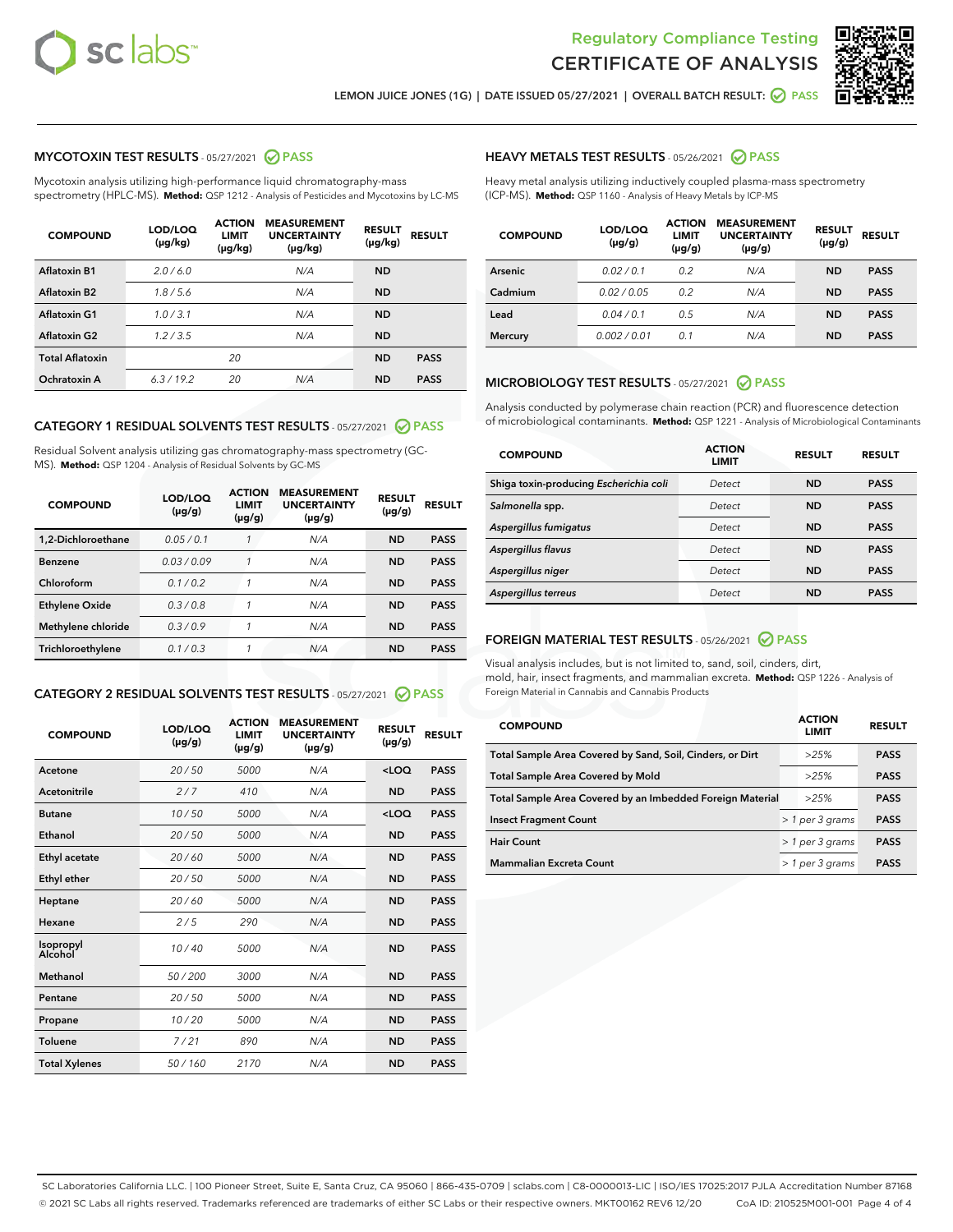Regulatory Compliance Testing

# CERTIFICATE OF ANALYSIS

LEMON JUICE JONES (1G) | DATE ISSUED 05/27/2021 | OVERALL BATCH RESULT: PASS

## MYCOTOXIN TEST RESULTS - 05/27/2021 PASS

Mycotoxin analysis utilizing high-performance liquid chromatography-mass spectrometry (HPLC-MS). **Method:** QSP 1212 - Analysis of Pesticides and Mycotoxins by LC-MS

| COMPOUND | LOD/LOQ (µg/kg) | ACTION LIMIT (µg/kg) | MEASUREMENT UNCERTAINTY (µg/kg) | RESULT (µg/kg) | RESULT |
|---|---|---|---|---|---|
| Aflatoxin B1 | 2.0 / 6.0 | | N/A | ND | |
| Aflatoxin B2 | 1.8 / 5.6 | | N/A | ND | |
| Aflatoxin G1 | 1.0 / 3.1 | | N/A | ND | |
| Aflatoxin G2 | 1.2 / 3.5 | | N/A | ND | |
| Total Aflatoxin | | 20 | | ND | PASS |
| Ochratoxin A | 6.3 / 19.2 | 20 | N/A | ND | PASS |

## CATEGORY 1 RESIDUAL SOLVENTS TEST RESULTS - 05/27/2021 PASS

Residual Solvent analysis utilizing gas chromatography-mass spectrometry (GC-MS). **Method:** QSP 1204 - Analysis of Residual Solvents by GC-MS

| COMPOUND | LOD/LOQ (µg/g) | ACTION LIMIT (µg/g) | MEASUREMENT UNCERTAINTY (µg/g) | RESULT (µg/g) | RESULT |
|---|---|---|---|---|---|
| 1,2-Dichloroethane | 0.05 / 0.1 | 1 | N/A | ND | PASS |
| Benzene | 0.03 / 0.09 | 1 | N/A | ND | PASS |
| Chloroform | 0.1 / 0.2 | 1 | N/A | ND | PASS |
| Ethylene Oxide | 0.3 / 0.8 | 1 | N/A | ND | PASS |
| Methylene chloride | 0.3 / 0.9 | 1 | N/A | ND | PASS |
| Trichloroethylene | 0.1 / 0.3 | 1 | N/A | ND | PASS |

## CATEGORY 2 RESIDUAL SOLVENTS TEST RESULTS - 05/27/2021 PASS

| COMPOUND | LOD/LOQ (µg/g) | ACTION LIMIT (µg/g) | MEASUREMENT UNCERTAINTY (µg/g) | RESULT (µg/g) | RESULT |
|---|---|---|---|---|---|
| Acetone | 20 / 50 | 5000 | N/A | <LOQ | PASS |
| Acetonitrile | 2 / 7 | 410 | N/A | ND | PASS |
| Butane | 10 / 50 | 5000 | N/A | <LOQ | PASS |
| Ethanol | 20 / 50 | 5000 | N/A | ND | PASS |
| Ethyl acetate | 20 / 60 | 5000 | N/A | ND | PASS |
| Ethyl ether | 20 / 50 | 5000 | N/A | ND | PASS |
| Heptane | 20 / 60 | 5000 | N/A | ND | PASS |
| Hexane | 2 / 5 | 290 | N/A | ND | PASS |
| Isopropyl Alcohol | 10 / 40 | 5000 | N/A | ND | PASS |
| Methanol | 50 / 200 | 3000 | N/A | ND | PASS |
| Pentane | 20 / 50 | 5000 | N/A | ND | PASS |
| Propane | 10 / 20 | 5000 | N/A | ND | PASS |
| Toluene | 7 / 21 | 890 | N/A | ND | PASS |
| Total Xylenes | 50 / 160 | 2170 | N/A | ND | PASS |

## HEAVY METALS TEST RESULTS - 05/26/2021 PASS

Heavy metal analysis utilizing inductively coupled plasma-mass spectrometry (ICP-MS). **Method:** QSP 1160 - Analysis of Heavy Metals by ICP-MS

| COMPOUND | LOD/LOQ (µg/g) | ACTION LIMIT (µg/g) | MEASUREMENT UNCERTAINTY (µg/g) | RESULT (µg/g) | RESULT |
|---|---|---|---|---|---|
| Arsenic | 0.02 / 0.1 | 0.2 | N/A | ND | PASS |
| Cadmium | 0.02 / 0.05 | 0.2 | N/A | ND | PASS |
| Lead | 0.04 / 0.1 | 0.5 | N/A | ND | PASS |
| Mercury | 0.002 / 0.01 | 0.1 | N/A | ND | PASS |

## MICROBIOLOGY TEST RESULTS - 05/27/2021 PASS

Analysis conducted by polymerase chain reaction (PCR) and fluorescence detection of microbiological contaminants. **Method:** QSP 1221 - Analysis of Microbiological Contaminants

| COMPOUND | ACTION LIMIT | RESULT | RESULT |
|---|---|---|---|
| Shiga toxin-producing *Escherichia coli* | Detect | ND | PASS |
| *Salmonella* spp. | Detect | ND | PASS |
| *Aspergillus fumigatus* | Detect | ND | PASS |
| *Aspergillus flavus* | Detect | ND | PASS |
| *Aspergillus niger* | Detect | ND | PASS |
| *Aspergillus terreus* | Detect | ND | PASS |

## FOREIGN MATERIAL TEST RESULTS - 05/26/2021 PASS

Visual analysis includes, but is not limited to, sand, soil, cinders, dirt, mold, hair, insect fragments, and mammalian excreta. **Method:** QSP 1226 - Analysis of Foreign Material in Cannabis and Cannabis Products

| COMPOUND | ACTION LIMIT | RESULT |
|---|---|---|
| Total Sample Area Covered by Sand, Soil, Cinders, or Dirt | >25% | PASS |
| Total Sample Area Covered by Mold | >25% | PASS |
| Total Sample Area Covered by an Imbedded Foreign Material | >25% | PASS |
| Insect Fragment Count | > 1 per 3 grams | PASS |
| Hair Count | > 1 per 3 grams | PASS |
| Mammalian Excreta Count | > 1 per 3 grams | PASS |

SC Laboratories California LLC. | 100 Pioneer Street, Suite E, Santa Cruz, CA 95060 | 866-435-0709 | sclabs.com | C8-0000013-LIC | ISO/IES 17025:2017 PJLA Accreditation Number 87168
© 2021 SC Labs all rights reserved. Trademarks referenced are trademarks of either SC Labs or their respective owners. MKT00162 REV6 12/20 CoA ID: 210525M001-001